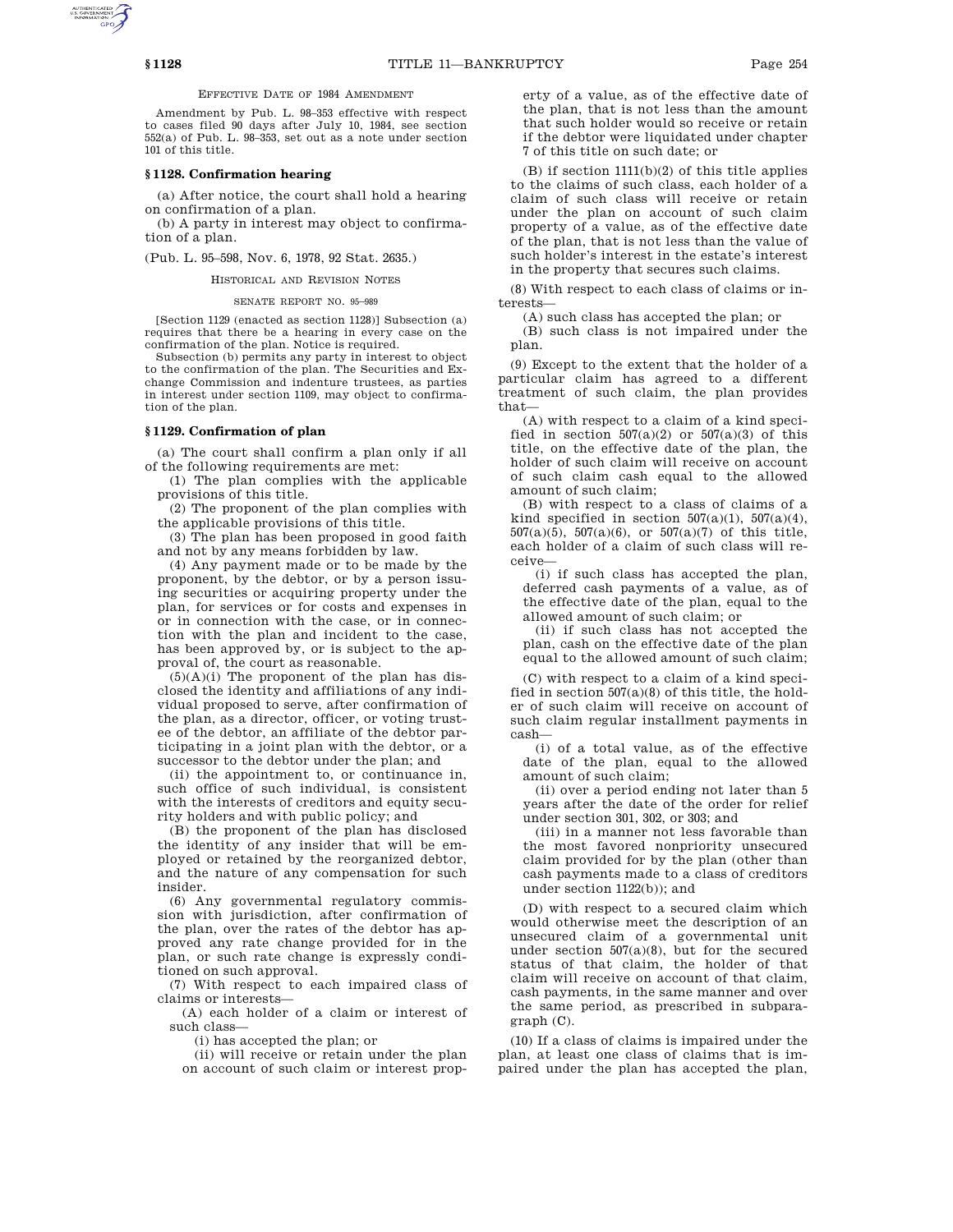EFFECTIVE DATE OF 1984 AMENDMENT

Amendment by Pub. L. 98–353 effective with respect to cases filed 90 days after July 10, 1984, see section 552(a) of Pub. L. 98–353, set out as a note under section 101 of this title.

## § 1128. Confirmation hearing

(a) After notice, the court shall hold a hearing on confirmation of a plan.

(b) A party in interest may object to confirmation of a plan.

(Pub. L. 95–598, Nov. 6, 1978, 92 Stat. 2635.)

HISTORICAL AND REVISION NOTES

SENATE REPORT NO. 95–989

[Section 1129 (enacted as section 1128)] Subsection (a) requires that there be a hearing in every case on the confirmation of the plan. Notice is required.

Subsection (b) permits any party in interest to object to the confirmation of the plan. The Securities and Exchange Commission and indenture trustees, as parties in interest under section 1109, may object to confirmation of the plan.

## § 1129. Confirmation of plan

(a) The court shall confirm a plan only if all of the following requirements are met:

(1) The plan complies with the applicable provisions of this title.

(2) The proponent of the plan complies with the applicable provisions of this title.

(3) The plan has been proposed in good faith and not by any means forbidden by law.

(4) Any payment made or to be made by the proponent, by the debtor, or by a person issuing securities or acquiring property under the plan, for services or for costs and expenses in or in connection with the case, or in connection with the plan and incident to the case, has been approved by, or is subject to the approval of, the court as reasonable.

(5)(A)(i) The proponent of the plan has disclosed the identity and affiliations of any individual proposed to serve, after confirmation of the plan, as a director, officer, or voting trustee of the debtor, an affiliate of the debtor participating in a joint plan with the debtor, or a successor to the debtor under the plan; and

(ii) the appointment to, or continuance in, such office of such individual, is consistent with the interests of creditors and equity security holders and with public policy; and

(B) the proponent of the plan has disclosed the identity of any insider that will be employed or retained by the reorganized debtor, and the nature of any compensation for such insider.

(6) Any governmental regulatory commission with jurisdiction, after confirmation of the plan, over the rates of the debtor has approved any rate change provided for in the plan, or such rate change is expressly conditioned on such approval.

(7) With respect to each impaired class of claims or interests—

(A) each holder of a claim or interest of such class—

(i) has accepted the plan; or

(ii) will receive or retain under the plan on account of such claim or interest property of a value, as of the effective date of the plan, that is not less than the amount that such holder would so receive or retain if the debtor were liquidated under chapter 7 of this title on such date; or

(B) if section 1111(b)(2) of this title applies to the claims of such class, each holder of a claim of such class will receive or retain under the plan on account of such claim property of a value, as of the effective date of the plan, that is not less than the value of such holder's interest in the estate's interest in the property that secures such claims.

(8) With respect to each class of claims or interests—

(A) such class has accepted the plan; or

(B) such class is not impaired under the plan.

(9) Except to the extent that the holder of a particular claim has agreed to a different treatment of such claim, the plan provides that—

(A) with respect to a claim of a kind specified in section 507(a)(2) or 507(a)(3) of this title, on the effective date of the plan, the holder of such claim will receive on account of such claim cash equal to the allowed amount of such claim;

(B) with respect to a class of claims of a kind specified in section 507(a)(1), 507(a)(4), 507(a)(5), 507(a)(6), or 507(a)(7) of this title, each holder of a claim of such class will receive—

(i) if such class has accepted the plan, deferred cash payments of a value, as of the effective date of the plan, equal to the allowed amount of such claim; or

(ii) if such class has not accepted the plan, cash on the effective date of the plan equal to the allowed amount of such claim;

(C) with respect to a claim of a kind specified in section 507(a)(8) of this title, the holder of such claim will receive on account of such claim regular installment payments in cash—

(i) of a total value, as of the effective date of the plan, equal to the allowed amount of such claim;

(ii) over a period ending not later than 5 years after the date of the order for relief under section 301, 302, or 303; and

(iii) in a manner not less favorable than the most favored nonpriority unsecured claim provided for by the plan (other than cash payments made to a class of creditors under section 1122(b)); and

(D) with respect to a secured claim which would otherwise meet the description of an unsecured claim of a governmental unit under section 507(a)(8), but for the secured status of that claim, the holder of that claim will receive on account of that claim, cash payments, in the same manner and over the same period, as prescribed in subparagraph (C).

(10) If a class of claims is impaired under the plan, at least one class of claims that is impaired under the plan has accepted the plan,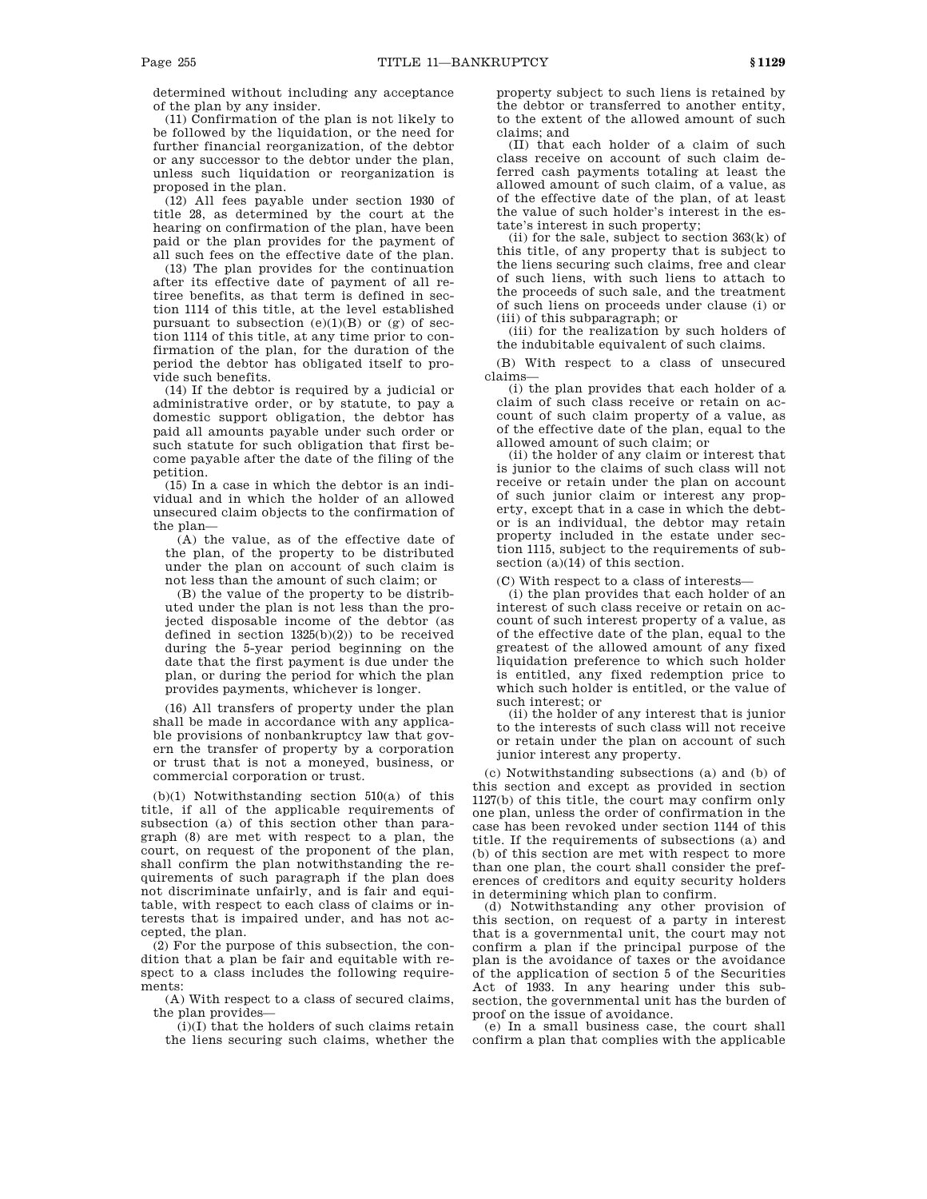determined without including any acceptance of the plan by any insider.

(11) Confirmation of the plan is not likely to be followed by the liquidation, or the need for further financial reorganization, of the debtor or any successor to the debtor under the plan, unless such liquidation or reorganization is proposed in the plan.

(12) All fees payable under section 1930 of title 28, as determined by the court at the hearing on confirmation of the plan, have been paid or the plan provides for the payment of all such fees on the effective date of the plan.

(13) The plan provides for the continuation after its effective date of payment of all retiree benefits, as that term is defined in section 1114 of this title, at the level established pursuant to subsection (e)(1)(B) or (g) of section 1114 of this title, at any time prior to confirmation of the plan, for the duration of the period the debtor has obligated itself to provide such benefits.

(14) If the debtor is required by a judicial or administrative order, or by statute, to pay a domestic support obligation, the debtor has paid all amounts payable under such order or such statute for such obligation that first become payable after the date of the filing of the petition.

(15) In a case in which the debtor is an individual and in which the holder of an allowed unsecured claim objects to the confirmation of the plan—

(A) the value, as of the effective date of the plan, of the property to be distributed under the plan on account of such claim is not less than the amount of such claim; or

(B) the value of the property to be distributed under the plan is not less than the projected disposable income of the debtor (as defined in section 1325(b)(2)) to be received during the 5-year period beginning on the date that the first payment is due under the plan, or during the period for which the plan provides payments, whichever is longer.

(16) All transfers of property under the plan shall be made in accordance with any applicable provisions of nonbankruptcy law that govern the transfer of property by a corporation or trust that is not a moneyed, business, or commercial corporation or trust.

(b)(1) Notwithstanding section 510(a) of this title, if all of the applicable requirements of subsection (a) of this section other than paragraph (8) are met with respect to a plan, the court, on request of the proponent of the plan, shall confirm the plan notwithstanding the requirements of such paragraph if the plan does not discriminate unfairly, and is fair and equitable, with respect to each class of claims or interests that is impaired under, and has not accepted, the plan.

(2) For the purpose of this subsection, the condition that a plan be fair and equitable with respect to a class includes the following requirements:

(A) With respect to a class of secured claims, the plan provides—

(i)(I) that the holders of such claims retain the liens securing such claims, whether the property subject to such liens is retained by the debtor or transferred to another entity, to the extent of the allowed amount of such claims; and

(II) that each holder of a claim of such class receive on account of such claim deferred cash payments totaling at least the allowed amount of such claim, of a value, as of the effective date of the plan, of at least the value of such holder's interest in the estate's interest in such property;

(ii) for the sale, subject to section 363(k) of this title, of any property that is subject to the liens securing such claims, free and clear of such liens, with such liens to attach to the proceeds of such sale, and the treatment of such liens on proceeds under clause (i) or (iii) of this subparagraph; or

(iii) for the realization by such holders of the indubitable equivalent of such claims.

(B) With respect to a class of unsecured claims—

(i) the plan provides that each holder of a claim of such class receive or retain on account of such claim property of a value, as of the effective date of the plan, equal to the allowed amount of such claim; or

(ii) the holder of any claim or interest that is junior to the claims of such class will not receive or retain under the plan on account of such junior claim or interest any property, except that in a case in which the debtor is an individual, the debtor may retain property included in the estate under section 1115, subject to the requirements of subsection (a)(14) of this section.

(C) With respect to a class of interests—

(i) the plan provides that each holder of an interest of such class receive or retain on account of such interest property of a value, as of the effective date of the plan, equal to the greatest of the allowed amount of any fixed liquidation preference to which such holder is entitled, any fixed redemption price to which such holder is entitled, or the value of such interest; or

(ii) the holder of any interest that is junior to the interests of such class will not receive or retain under the plan on account of such junior interest any property.

(c) Notwithstanding subsections (a) and (b) of this section and except as provided in section 1127(b) of this title, the court may confirm only one plan, unless the order of confirmation in the case has been revoked under section 1144 of this title. If the requirements of subsections (a) and (b) of this section are met with respect to more than one plan, the court shall consider the preferences of creditors and equity security holders in determining which plan to confirm.

(d) Notwithstanding any other provision of this section, on request of a party in interest that is a governmental unit, the court may not confirm a plan if the principal purpose of the plan is the avoidance of taxes or the avoidance of the application of section 5 of the Securities Act of 1933. In any hearing under this subsection, the governmental unit has the burden of proof on the issue of avoidance.

(e) In a small business case, the court shall confirm a plan that complies with the applicable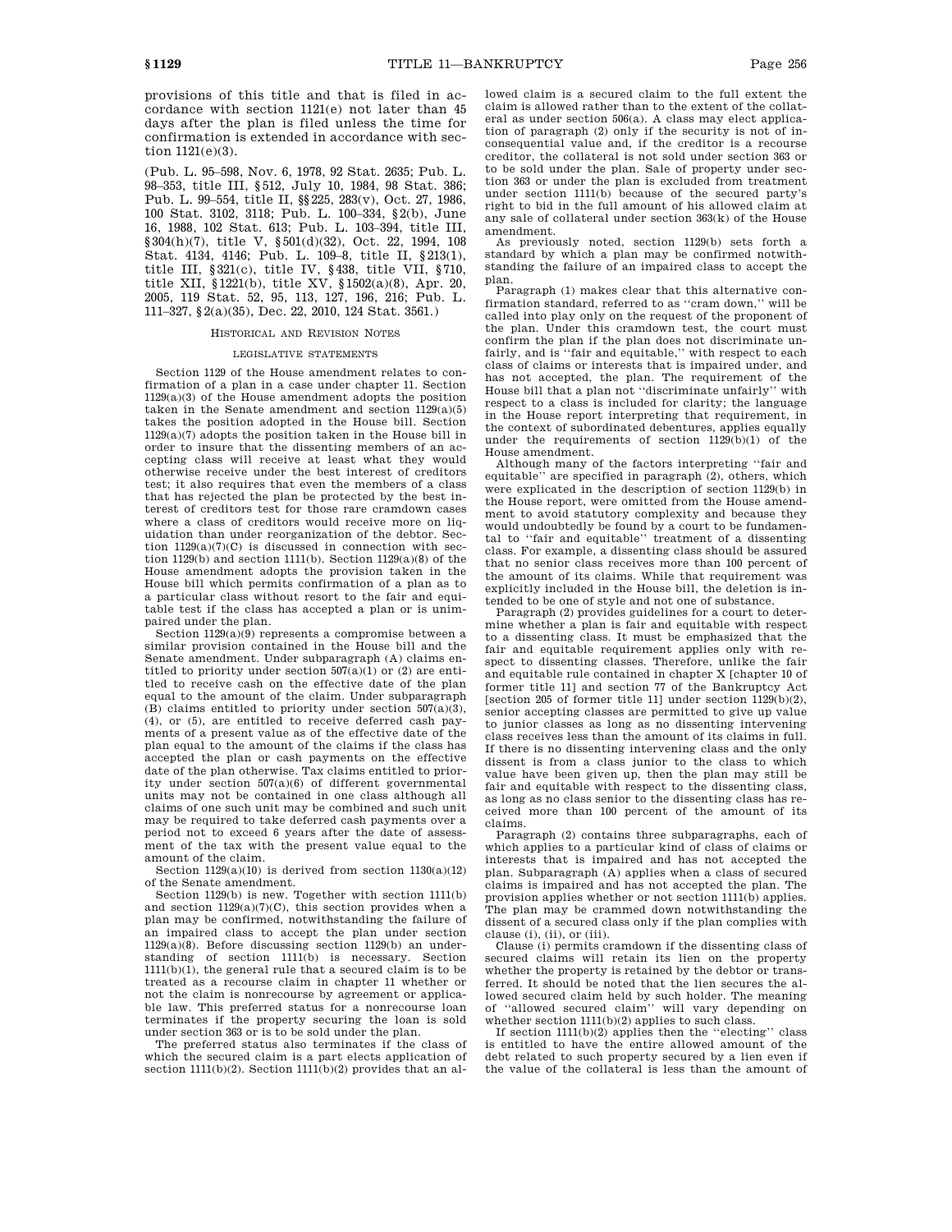provisions of this title and that is filed in accordance with section 1121(e) not later than 45 days after the plan is filed unless the time for confirmation is extended in accordance with section 1121(e)(3).

(Pub. L. 95–598, Nov. 6, 1978, 92 Stat. 2635; Pub. L. 98–353, title III, §512, July 10, 1984, 98 Stat. 386; Pub. L. 99–554, title II, §§225, 283(v), Oct. 27, 1986, 100 Stat. 3102, 3118; Pub. L. 100–334, §2(b), June 16, 1988, 102 Stat. 613; Pub. L. 103–394, title III, §304(h)(7), title V, §501(d)(32), Oct. 22, 1994, 108 Stat. 4134, 4146; Pub. L. 109–8, title II, §213(1), title III, §321(c), title IV, §438, title VII, §710, title XII, §1221(b), title XV, §1502(a)(8), Apr. 20, 2005, 119 Stat. 52, 95, 113, 127, 196, 216; Pub. L. 111–327, §2(a)(35), Dec. 22, 2010, 124 Stat. 3561.)

HISTORICAL AND REVISION NOTES

LEGISLATIVE STATEMENTS

Section 1129 of the House amendment relates to confirmation of a plan in a case under chapter 11. Section 1129(a)(3) of the House amendment adopts the position taken in the Senate amendment and section 1129(a)(5) takes the position adopted in the House bill. Section 1129(a)(7) adopts the position taken in the House bill in order to insure that the dissenting members of an accepting class will receive at least what they would otherwise receive under the best interest of creditors test; it also requires that even the members of a class that has rejected the plan be protected by the best interest of creditors test for those rare cramdown cases where a class of creditors would receive more on liquidation than under reorganization of the debtor. Section 1129(a)(7)(C) is discussed in connection with section 1129(b) and section 1111(b). Section 1129(a)(8) of the House amendment adopts the provision taken in the House bill which permits confirmation of a plan as to a particular class without resort to the fair and equitable test if the class has accepted a plan or is unimpaired under the plan.

Section 1129(a)(9) represents a compromise between a similar provision contained in the House bill and the Senate amendment. Under subparagraph (A) claims entitled to priority under section 507(a)(1) or (2) are entitled to receive cash on the effective date of the plan equal to the amount of the claim. Under subparagraph (B) claims entitled to priority under section 507(a)(3), (4), or (5), are entitled to receive deferred cash payments of a present value as of the effective date of the plan equal to the amount of the claims if the class has accepted the plan or cash payments on the effective date of the plan otherwise. Tax claims entitled to priority under section 507(a)(6) of different governmental units may not be contained in one class although all claims of one such unit may be combined and such unit may be required to take deferred cash payments over a period not to exceed 6 years after the date of assessment of the tax with the present value equal to the amount of the claim.

Section 1129(a)(10) is derived from section 1130(a)(12) of the Senate amendment.

Section 1129(b) is new. Together with section 1111(b) and section 1129(a)(7)(C), this section provides when a plan may be confirmed, notwithstanding the failure of an impaired class to accept the plan under section 1129(a)(8). Before discussing section 1129(b) an understanding of section 1111(b) is necessary. Section 1111(b)(1), the general rule that a secured claim is to be treated as a recourse claim in chapter 11 whether or not the claim is nonrecourse by agreement or applicable law. This preferred status for a nonrecourse loan terminates if the property securing the loan is sold under section 363 or is to be sold under the plan.

The preferred status also terminates if the class of which the secured claim is a part elects application of section 1111(b)(2). Section 1111(b)(2) provides that an allowed claim is a secured claim to the full extent the claim is allowed rather than to the extent of the collateral as under section 506(a). A class may elect application of paragraph (2) only if the security is not of inconsequential value and, if the creditor is a recourse creditor, the collateral is not sold under section 363 or to be sold under the plan. Sale of property under section 363 or under the plan is excluded from treatment under section 1111(b) because of the secured party's right to bid in the full amount of his allowed claim at any sale of collateral under section 363(k) of the House amendment.

As previously noted, section 1129(b) sets forth a standard by which a plan may be confirmed notwithstanding the failure of an impaired class to accept the plan.

Paragraph (1) makes clear that this alternative confirmation standard, referred to as "cram down," will be called into play only on the request of the proponent of the plan. Under this cramdown test, the court must confirm the plan if the plan does not discriminate unfairly, and is "fair and equitable," with respect to each class of claims or interests that is impaired under, and has not accepted, the plan. The requirement of the House bill that a plan not "discriminate unfairly" with respect to a class is included for clarity; the language in the House report interpreting that requirement, in the context of subordinated debentures, applies equally under the requirements of section 1129(b)(1) of the House amendment.

Although many of the factors interpreting "fair and equitable" are specified in paragraph (2), others, which were explicated in the description of section 1129(b) in the House report, were omitted from the House amendment to avoid statutory complexity and because they would undoubtedly be found by a court to be fundamental to "fair and equitable" treatment of a dissenting class. For example, a dissenting class should be assured that no senior class receives more than 100 percent of the amount of its claims. While that requirement was explicitly included in the House bill, the deletion is intended to be one of style and not one of substance.

Paragraph (2) provides guidelines for a court to determine whether a plan is fair and equitable with respect to a dissenting class. It must be emphasized that the fair and equitable requirement applies only with respect to dissenting classes. Therefore, unlike the fair and equitable rule contained in chapter X [chapter 10 of former title 11] and section 77 of the Bankruptcy Act [section 205 of former title 11] under section 1129(b)(2), senior accepting classes are permitted to give up value to junior classes as long as no dissenting intervening class receives less than the amount of its claims in full. If there is no dissenting intervening class and the only dissent is from a class junior to the class to which value have been given up, then the plan may still be fair and equitable with respect to the dissenting class, as long as no class senior to the dissenting class has received more than 100 percent of the amount of its claims.

Paragraph (2) contains three subparagraphs, each of which applies to a particular kind of class of claims or interests that is impaired and has not accepted the plan. Subparagraph (A) applies when a class of secured claims is impaired and has not accepted the plan. The provision applies whether or not section 1111(b) applies. The plan may be crammed down notwithstanding the dissent of a secured class only if the plan complies with clause (i), (ii), or (iii).

Clause (i) permits cramdown if the dissenting class of secured claims will retain its lien on the property whether the property is retained by the debtor or transferred. It should be noted that the lien secures the allowed secured claim held by such holder. The meaning of "allowed secured claim" will vary depending on whether section 1111(b)(2) applies to such class.

If section 1111(b)(2) applies then the "electing" class is entitled to have the entire allowed amount of the debt related to such property secured by a lien even if the value of the collateral is less than the amount of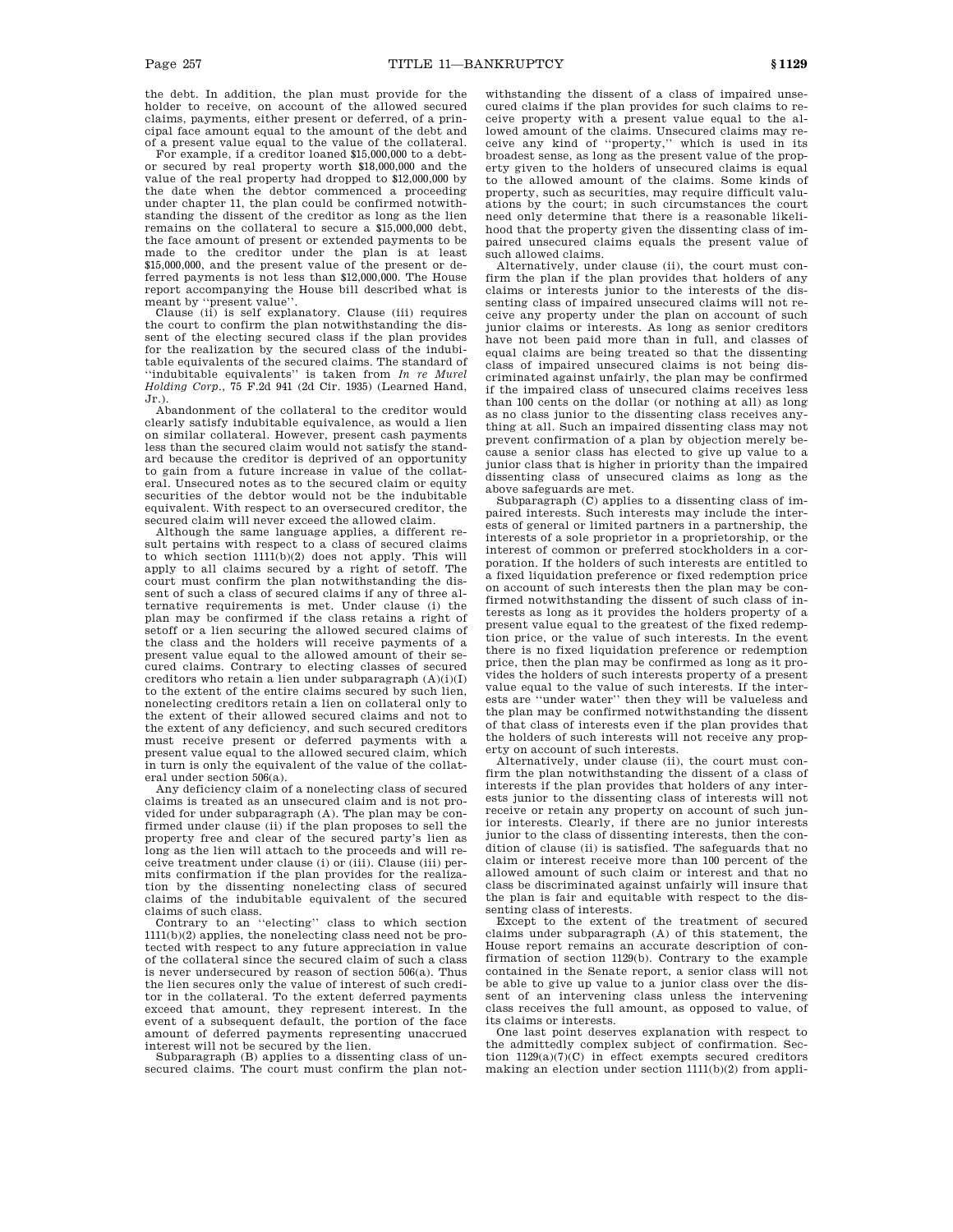the debt. In addition, the plan must provide for the holder to receive, on account of the allowed secured claims, payments, either present or deferred, of a principal face amount equal to the amount of the debt and of a present value equal to the value of the collateral.

For example, if a creditor loaned $15,000,000 to a debtor secured by real property worth $18,000,000 and the value of the real property had dropped to $12,000,000 by the date when the debtor commenced a proceeding under chapter 11, the plan could be confirmed notwithstanding the dissent of the creditor as long as the lien remains on the collateral to secure a $15,000,000 debt, the face amount of present or extended payments to be made to the creditor under the plan is at least $15,000,000, and the present value of the present or deferred payments is not less than $12,000,000. The House report accompanying the House bill described what is meant by ''present value''.

Clause (ii) is self explanatory. Clause (iii) requires the court to confirm the plan notwithstanding the dissent of the electing secured class if the plan provides for the realization by the secured class of the indubitable equivalents of the secured claims. The standard of ''indubitable equivalents'' is taken from *In re Murel Holding Corp.*, 75 F.2d 941 (2d Cir. 1935) (Learned Hand, Jr.).

Abandonment of the collateral to the creditor would clearly satisfy indubitable equivalence, as would a lien on similar collateral. However, present cash payments less than the secured claim would not satisfy the standard because the creditor is deprived of an opportunity to gain from a future increase in value of the collateral. Unsecured notes as to the secured claim or equity securities of the debtor would not be the indubitable equivalent. With respect to an oversecured creditor, the secured claim will never exceed the allowed claim.

Although the same language applies, a different result pertains with respect to a class of secured claims to which section 1111(b)(2) does not apply. This will apply to all claims secured by a right of setoff. The court must confirm the plan notwithstanding the dissent of such a class of secured claims if any of three alternative requirements is met. Under clause (i) the plan may be confirmed if the class retains a right of setoff or a lien securing the allowed secured claims of the class and the holders will receive payments of a present value equal to the allowed amount of their secured claims. Contrary to electing classes of secured creditors who retain a lien under subparagraph (A)(i)(I) to the extent of the entire claims secured by such lien, nonelecting creditors retain a lien on collateral only to the extent of their allowed secured claims and not to the extent of any deficiency, and such secured creditors must receive present or deferred payments with a present value equal to the allowed secured claim, which in turn is only the equivalent of the value of the collateral under section 506(a).

Any deficiency claim of a nonelecting class of secured claims is treated as an unsecured claim and is not provided for under subparagraph (A). The plan may be confirmed under clause (ii) if the plan proposes to sell the property free and clear of the secured party's lien as long as the lien will attach to the proceeds and will receive treatment under clause (i) or (iii). Clause (iii) permits confirmation if the plan provides for the realization by the dissenting nonelecting class of secured claims of the indubitable equivalent of the secured claims of such class.

Contrary to an ''electing'' class to which section 1111(b)(2) applies, the nonelecting class need not be protected with respect to any future appreciation in value of the collateral since the secured claim of such a class is never undersecured by reason of section 506(a). Thus the lien secures only the value of interest of such creditor in the collateral. To the extent deferred payments exceed that amount, they represent interest. In the event of a subsequent default, the portion of the face amount of deferred payments representing unaccrued interest will not be secured by the lien.

Subparagraph (B) applies to a dissenting class of unsecured claims. The court must confirm the plan notwithstanding the dissent of a class of impaired unsecured claims if the plan provides for such claims to receive property with a present value equal to the allowed amount of the claims. Unsecured claims may receive any kind of ''property,'' which is used in its broadest sense, as long as the present value of the property given to the holders of unsecured claims is equal to the allowed amount of the claims. Some kinds of property, such as securities, may require difficult valuations by the court; in such circumstances the court need only determine that there is a reasonable likelihood that the property given the dissenting class of impaired unsecured claims equals the present value of such allowed claims.

Alternatively, under clause (ii), the court must confirm the plan if the plan provides that holders of any claims or interests junior to the interests of the dissenting class of impaired unsecured claims will not receive any property under the plan on account of such junior claims or interests. As long as senior creditors have not been paid more than in full, and classes of equal claims are being treated so that the dissenting class of impaired unsecured claims is not being discriminated against unfairly, the plan may be confirmed if the impaired class of unsecured claims receives less than 100 cents on the dollar (or nothing at all) as long as no class junior to the dissenting class receives anything at all. Such an impaired dissenting class may not prevent confirmation of a plan by objection merely because a senior class has elected to give up value to a junior class that is higher in priority than the impaired dissenting class of unsecured claims as long as the above safeguards are met.

Subparagraph (C) applies to a dissenting class of impaired interests. Such interests may include the interests of general or limited partners in a partnership, the interests of a sole proprietor in a proprietorship, or the interest of common or preferred stockholders in a corporation. If the holders of such interests are entitled to a fixed liquidation preference or fixed redemption price on account of such interests then the plan may be confirmed notwithstanding the dissent of such class of interests as long as it provides the holders property of a present value equal to the greatest of the fixed redemption price, or the value of such interests. In the event there is no fixed liquidation preference or redemption price, then the plan may be confirmed as long as it provides the holders of such interests property of a present value equal to the value of such interests. If the interests are ''under water'' then they will be valueless and the plan may be confirmed notwithstanding the dissent of that class of interests even if the plan provides that the holders of such interests will not receive any property on account of such interests.

Alternatively, under clause (ii), the court must confirm the plan notwithstanding the dissent of a class of interests if the plan provides that holders of any interests junior to the dissenting class of interests will not receive or retain any property on account of such junior interests. Clearly, if there are no junior interests junior to the class of dissenting interests, then the condition of clause (ii) is satisfied. The safeguards that no claim or interest receive more than 100 percent of the allowed amount of such claim or interest and that no class be discriminated against unfairly will insure that the plan is fair and equitable with respect to the dissenting class of interests.

Except to the extent of the treatment of secured claims under subparagraph (A) of this statement, the House report remains an accurate description of confirmation of section 1129(b). Contrary to the example contained in the Senate report, a senior class will not be able to give up value to a junior class over the dissent of an intervening class unless the intervening class receives the full amount, as opposed to value, of its claims or interests.

One last point deserves explanation with respect to the admittedly complex subject of confirmation. Section 1129(a)(7)(C) in effect exempts secured creditors making an election under section 1111(b)(2) from appli-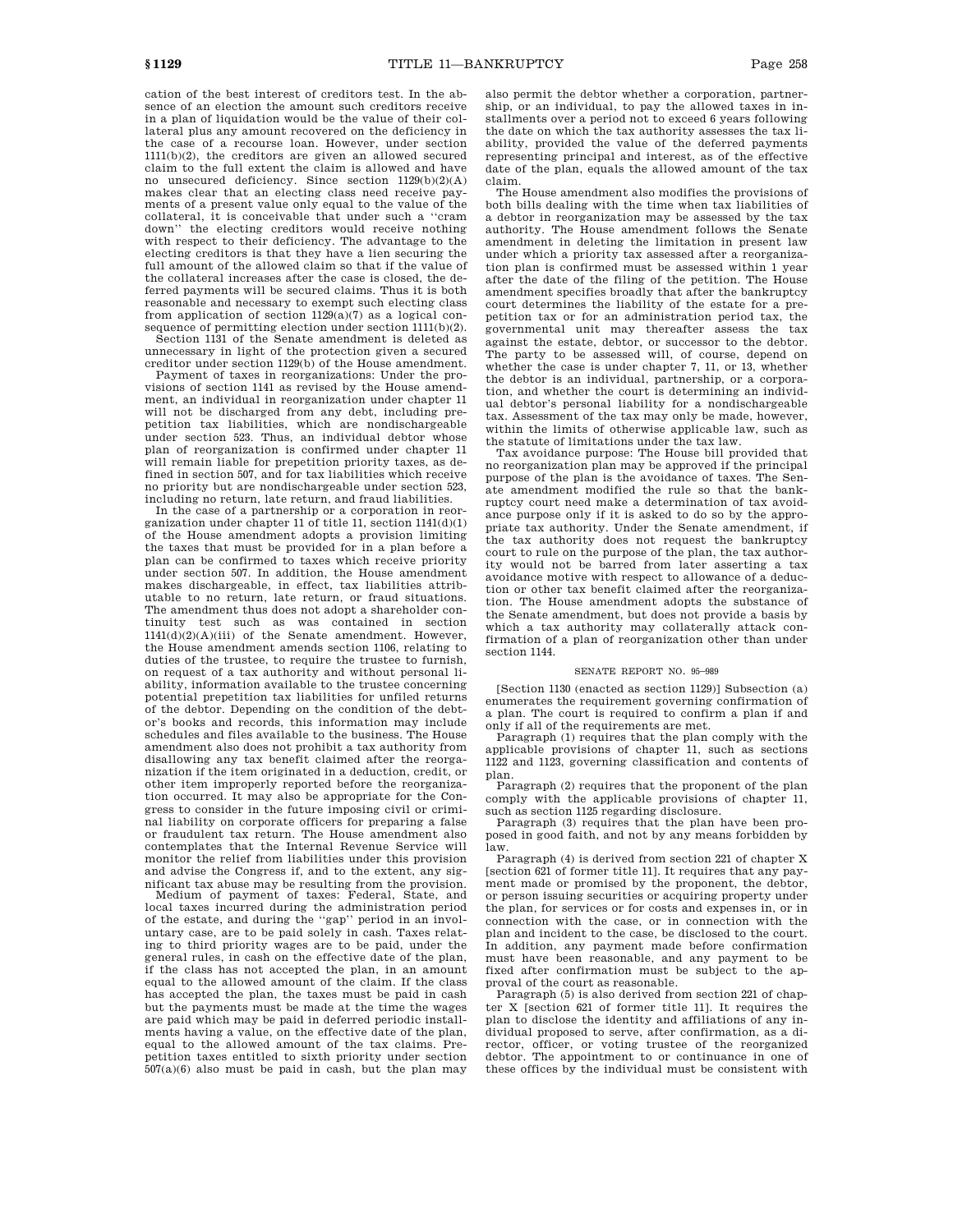cation of the best interest of creditors test. In the absence of an election the amount such creditors receive in a plan of liquidation would be the value of their collateral plus any amount recovered on the deficiency in the case of a recourse loan. However, under section 1111(b)(2), the creditors are given an allowed secured claim to the full extent the claim is allowed and have no unsecured deficiency. Since section 1129(b)(2)(A) makes clear that an electing class need receive payments of a present value only equal to the value of the collateral, it is conceivable that under such a "cram down" the electing creditors would receive nothing with respect to their deficiency. The advantage to the electing creditors is that they have a lien securing the full amount of the allowed claim so that if the value of the collateral increases after the case is closed, the deferred payments will be secured claims. Thus it is both reasonable and necessary to exempt such electing class from application of section 1129(a)(7) as a logical consequence of permitting election under section 1111(b)(2).

Section 1131 of the Senate amendment is deleted as unnecessary in light of the protection given a secured creditor under section 1129(b) of the House amendment.

Payment of taxes in reorganizations: Under the provisions of section 1141 as revised by the House amendment, an individual in reorganization under chapter 11 will not be discharged from any debt, including prepetition tax liabilities, which are nondischargeable under section 523. Thus, an individual debtor whose plan of reorganization is confirmed under chapter 11 will remain liable for prepetition priority taxes, as defined in section 507, and for tax liabilities which receive no priority but are nondischargeable under section 523, including no return, late return, and fraud liabilities.

In the case of a partnership or a corporation in reorganization under chapter 11 of title 11, section 1141(d)(1) of the House amendment adopts a provision limiting the taxes that must be provided for in a plan before a plan can be confirmed to taxes which receive priority under section 507. In addition, the House amendment makes dischargeable, in effect, tax liabilities attributable to no return, late return, or fraud situations. The amendment thus does not adopt a shareholder continuity test such as was contained in section 1141(d)(2)(A)(iii) of the Senate amendment. However, the House amendment amends section 1106, relating to duties of the trustee, to require the trustee to furnish, on request of a tax authority and without personal liability, information available to the trustee concerning potential prepetition tax liabilities for unfiled returns of the debtor. Depending on the condition of the debtor's books and records, this information may include schedules and files available to the business. The House amendment also does not prohibit a tax authority from disallowing any tax benefit claimed after the reorganization if the item originated in a deduction, credit, or other item improperly reported before the reorganization occurred. It may also be appropriate for the Congress to consider in the future imposing civil or criminal liability on corporate officers for preparing a false or fraudulent tax return. The House amendment also contemplates that the Internal Revenue Service will monitor the relief from liabilities under this provision and advise the Congress if, and to the extent, any significant tax abuse may be resulting from the provision.

Medium of payment of taxes: Federal, State, and local taxes incurred during the administration period of the estate, and during the "gap" period in an involuntary case, are to be paid solely in cash. Taxes relating to third priority wages are to be paid, under the general rules, in cash on the effective date of the plan, if the class has not accepted the plan, in an amount equal to the allowed amount of the claim. If the class has accepted the plan, the taxes must be paid in cash but the payments must be made at the time the wages are paid which may be paid in deferred periodic installments having a value, on the effective date of the plan, equal to the allowed amount of the tax claims. Prepetition taxes entitled to sixth priority under section 507(a)(6) also must be paid in cash, but the plan may also permit the debtor whether a corporation, partnership, or an individual, to pay the allowed taxes in installments over a period not to exceed 6 years following the date on which the tax authority assesses the tax liability, provided the value of the deferred payments representing principal and interest, as of the effective date of the plan, equals the allowed amount of the tax claim.

The House amendment also modifies the provisions of both bills dealing with the time when tax liabilities of a debtor in reorganization may be assessed by the tax authority. The House amendment follows the Senate amendment in deleting the limitation in present law under which a priority tax assessed after a reorganization plan is confirmed must be assessed within 1 year after the date of the filing of the petition. The House amendment specifies broadly that after the bankruptcy court determines the liability of the estate for a prepetition tax or for an administration period tax, the governmental unit may thereafter assess the tax against the estate, debtor, or successor to the debtor. The party to be assessed will, of course, depend on whether the case is under chapter 7, 11, or 13, whether the debtor is an individual, partnership, or a corporation, and whether the court is determining an individual debtor's personal liability for a nondischargeable tax. Assessment of the tax may only be made, however, within the limits of otherwise applicable law, such as the statute of limitations under the tax law.

Tax avoidance purpose: The House bill provided that no reorganization plan may be approved if the principal purpose of the plan is the avoidance of taxes. The Senate amendment modified the rule so that the bankruptcy court need make a determination of tax avoidance purpose only if it is asked to do so by the appropriate tax authority. Under the Senate amendment, if the tax authority does not request the bankruptcy court to rule on the purpose of the plan, the tax authority would not be barred from later asserting a tax avoidance motive with respect to allowance of a deduction or other tax benefit claimed after the reorganization. The House amendment adopts the substance of the Senate amendment, but does not provide a basis by which a tax authority may collaterally attack confirmation of a plan of reorganization other than under section 1144.

SENATE REPORT NO. 95–989

[Section 1130 (enacted as section 1129)] Subsection (a) enumerates the requirement governing confirmation of a plan. The court is required to confirm a plan if and only if all of the requirements are met.

Paragraph (1) requires that the plan comply with the applicable provisions of chapter 11, such as sections 1122 and 1123, governing classification and contents of plan.

Paragraph (2) requires that the proponent of the plan comply with the applicable provisions of chapter 11, such as section 1125 regarding disclosure.

Paragraph (3) requires that the plan have been proposed in good faith, and not by any means forbidden by law.

Paragraph (4) is derived from section 221 of chapter X [section 621 of former title 11]. It requires that any payment made or promised by the proponent, the debtor, or person issuing securities or acquiring property under the plan, for services or for costs and expenses in, or in connection with the case, or in connection with the plan and incident to the case, be disclosed to the court. In addition, any payment made before confirmation must have been reasonable, and any payment to be fixed after confirmation must be subject to the approval of the court as reasonable.

Paragraph (5) is also derived from section 221 of chapter X [section 621 of former title 11]. It requires the plan to disclose the identity and affiliations of any individual proposed to serve, after confirmation, as a director, officer, or voting trustee of the reorganized debtor. The appointment to or continuance in one of these offices by the individual must be consistent with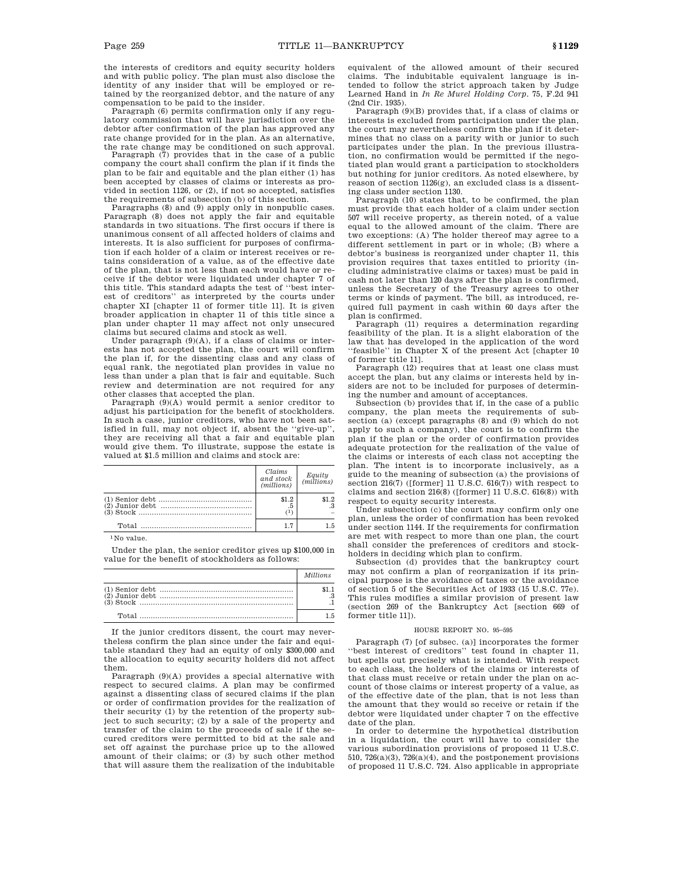the interests of creditors and equity security holders and with public policy. The plan must also disclose the identity of any insider that will be employed or retained by the reorganized debtor, and the nature of any compensation to be paid to the insider.

Paragraph (6) permits confirmation only if any regulatory commission that will have jurisdiction over the debtor after confirmation of the plan has approved any rate change provided for in the plan. As an alternative, the rate change may be conditioned on such approval.

Paragraph (7) provides that in the case of a public company the court shall confirm the plan if it finds the plan to be fair and equitable and the plan either (1) has been accepted by classes of claims or interests as provided in section 1126, or (2), if not so accepted, satisfies the requirements of subsection (b) of this section.

Paragraphs (8) and (9) apply only in nonpublic cases. Paragraph (8) does not apply the fair and equitable standards in two situations. The first occurs if there is unanimous consent of all affected holders of claims and interests. It is also sufficient for purposes of confirmation if each holder of a claim or interest receives or retains consideration of a value, as of the effective date of the plan, that is not less than each would have or receive if the debtor were liquidated under chapter 7 of this title. This standard adapts the test of ''best interest of creditors'' as interpreted by the courts under chapter XI [chapter 11 of former title 11]. It is given broader application in chapter 11 of this title since a plan under chapter 11 may affect not only unsecured claims but secured claims and stock as well.

Under paragraph (9)(A), if a class of claims or interests has not accepted the plan, the court will confirm the plan if, for the dissenting class and any class of equal rank, the negotiated plan provides in value no less than under a plan that is fair and equitable. Such review and determination are not required for any other classes that accepted the plan.

Paragraph (9)(A) would permit a senior creditor to adjust his participation for the benefit of stockholders. In such a case, junior creditors, who have not been satisfied in full, may not object if, absent the ''give-up'', they are receiving all that a fair and equitable plan would give them. To illustrate, suppose the estate is valued at \$1.5 million and claims and stock are:

| | Claims and stock (millions) | Equity (millions) |
|---|---|---|
| (1) Senior debt | \$1.2 | \$1.2 |
| (2) Junior debt | .5 | .3 |
| (3) Stock | [1] | – |
| Total | 1.7 | 1.5 |

[1] No value.

Under the plan, the senior creditor gives up \$100,000 in value for the benefit of stockholders as follows:

| | Millions |
|---|---|
| (1) Senior debt | \$1.1 |
| (2) Junior debt | .3 |
| (3) Stock | .1 |
| Total | 1.5 |

If the junior creditors dissent, the court may nevertheless confirm the plan since under the fair and equitable standard they had an equity of only \$300,000 and the allocation to equity security holders did not affect them.

Paragraph (9)(A) provides a special alternative with respect to secured claims. A plan may be confirmed against a dissenting class of secured claims if the plan or order of confirmation provides for the realization of their security (1) by the retention of the property subject to such security; (2) by a sale of the property and transfer of the claim to the proceeds of sale if the secured creditors were permitted to bid at the sale and set off against the purchase price up to the allowed amount of their claims; or (3) by such other method that will assure them the realization of the indubitable equivalent of the allowed amount of their secured claims. The indubitable equivalent language is intended to follow the strict approach taken by Judge Learned Hand in *In Re Murel Holding Corp.* 75, F.2d 941 (2nd Cir. 1935).

Paragraph (9)(B) provides that, if a class of claims or interests is excluded from participation under the plan, the court may nevertheless confirm the plan if it determines that no class on a parity with or junior to such participates under the plan. In the previous illustration, no confirmation would be permitted if the negotiated plan would grant a participation to stockholders but nothing for junior creditors. As noted elsewhere, by reason of section 1126(g), an excluded class is a dissenting class under section 1130.

Paragraph (10) states that, to be confirmed, the plan must provide that each holder of a claim under section 507 will receive property, as therein noted, of a value equal to the allowed amount of the claim. There are two exceptions: (A) The holder thereof may agree to a different settlement in part or in whole; (B) where a debtor's business is reorganized under chapter 11, this provision requires that taxes entitled to priority (including administrative claims or taxes) must be paid in cash not later than 120 days after the plan is confirmed, unless the Secretary of the Treasury agrees to other terms or kinds of payment. The bill, as introduced, required full payment in cash within 60 days after the plan is confirmed.

Paragraph (11) requires a determination regarding feasibility of the plan. It is a slight elaboration of the law that has developed in the application of the word ''feasible'' in Chapter X of the present Act [chapter 10 of former title 11].

Paragraph (12) requires that at least one class must accept the plan, but any claims or interests held by insiders are not to be included for purposes of determining the number and amount of acceptances.

Subsection (b) provides that if, in the case of a public company, the plan meets the requirements of subsection (a) (except paragraphs (8) and (9) which do not apply to such a company), the court is to confirm the plan if the plan or the order of confirmation provides adequate protection for the realization of the value of the claims or interests of each class not accepting the plan. The intent is to incorporate inclusively, as a guide to the meaning of subsection (a) the provisions of section 216(7) ([former] 11 U.S.C. 616(7)) with respect to claims and section 216(8) ([former] 11 U.S.C. 616(8)) with respect to equity security interests.

Under subsection (c) the court may confirm only one plan, unless the order of confirmation has been revoked under section 1144. If the requirements for confirmation are met with respect to more than one plan, the court shall consider the preferences of creditors and stockholders in deciding which plan to confirm.

Subsection (d) provides that the bankruptcy court may not confirm a plan of reorganization if its principal purpose is the avoidance of taxes or the avoidance of section 5 of the Securities Act of 1933 (15 U.S.C. 77e). This rules modifies a similar provision of present law (section 269 of the Bankruptcy Act [section 669 of former title 11]).

HOUSE REPORT NO. 95–595

Paragraph (7) [of subsec. (a)] incorporates the former ''best interest of creditors'' test found in chapter 11, but spells out precisely what is intended. With respect to each class, the holders of the claims or interests of that class must receive or retain under the plan on account of those claims or interest property of a value, as of the effective date of the plan, that is not less than the amount that they would so receive or retain if the debtor were liquidated under chapter 7 on the effective date of the plan.

In order to determine the hypothetical distribution in a liquidation, the court will have to consider the various subordination provisions of proposed 11 U.S.C. 510, 726(a)(3), 726(a)(4), and the postponement provisions of proposed 11 U.S.C. 724. Also applicable in appropriate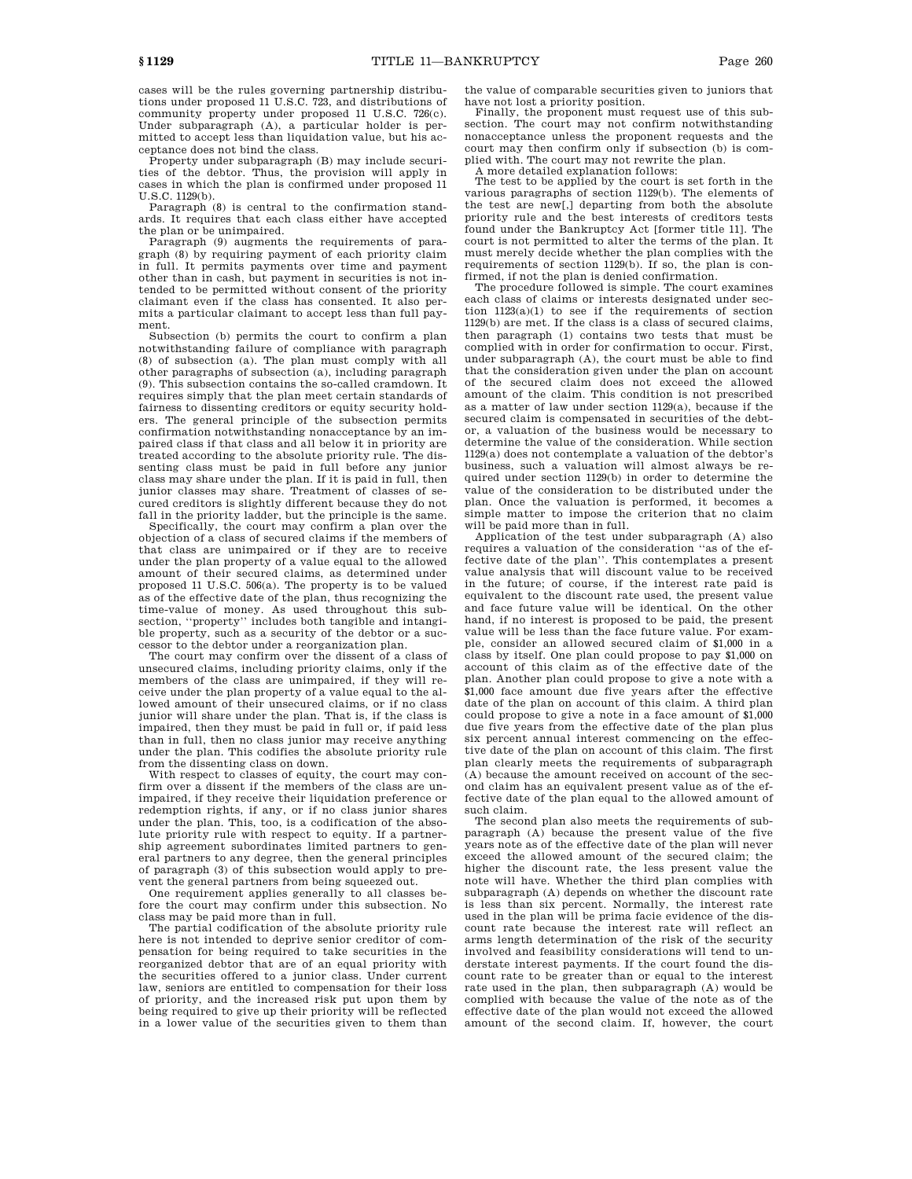cases will be the rules governing partnership distributions under proposed 11 U.S.C. 723, and distributions of community property under proposed 11 U.S.C. 726(c). Under subparagraph (A), a particular holder is permitted to accept less than liquidation value, but his acceptance does not bind the class.

Property under subparagraph (B) may include securities of the debtor. Thus, the provision will apply in cases in which the plan is confirmed under proposed 11 U.S.C. 1129(b).

Paragraph (8) is central to the confirmation standards. It requires that each class either have accepted the plan or be unimpaired.

Paragraph (9) augments the requirements of paragraph (8) by requiring payment of each priority claim in full. It permits payments over time and payment other than in cash, but payment in securities is not intended to be permitted without consent of the priority claimant even if the class has consented. It also permits a particular claimant to accept less than full payment.

Subsection (b) permits the court to confirm a plan notwithstanding failure of compliance with paragraph (8) of subsection (a). The plan must comply with all other paragraphs of subsection (a), including paragraph (9). This subsection contains the so-called cramdown. It requires simply that the plan meet certain standards of fairness to dissenting creditors or equity security holders. The general principle of the subsection permits confirmation notwithstanding nonacceptance by an impaired class if that class and all below it in priority are treated according to the absolute priority rule. The dissenting class must be paid in full before any junior class may share under the plan. If it is paid in full, then junior classes may share. Treatment of classes of secured creditors is slightly different because they do not fall in the priority ladder, but the principle is the same.

Specifically, the court may confirm a plan over the objection of a class of secured claims if the members of that class are unimpaired or if they are to receive under the plan property of a value equal to the allowed amount of their secured claims, as determined under proposed 11 U.S.C. 506(a). The property is to be valued as of the effective date of the plan, thus recognizing the time-value of money. As used throughout this subsection, "property" includes both tangible and intangible property, such as a security of the debtor or a successor to the debtor under a reorganization plan.

The court may confirm over the dissent of a class of unsecured claims, including priority claims, only if the members of the class are unimpaired, if they will receive under the plan property of a value equal to the allowed amount of their unsecured claims, or if no class junior will share under the plan. That is, if the class is impaired, then they must be paid in full or, if paid less than in full, then no class junior may receive anything under the plan. This codifies the absolute priority rule from the dissenting class on down.

With respect to classes of equity, the court may confirm over a dissent if the members of the class are unimpaired, if they receive their liquidation preference or redemption rights, if any, or if no class junior shares under the plan. This, too, is a codification of the absolute priority rule with respect to equity. If a partnership agreement subordinates limited partners to general partners to any degree, then the general principles of paragraph (3) of this subsection would apply to prevent the general partners from being squeezed out.

One requirement applies generally to all classes before the court may confirm under this subsection. No class may be paid more than in full.

The partial codification of the absolute priority rule here is not intended to deprive senior creditor of compensation for being required to take securities in the reorganized debtor that are of an equal priority with the securities offered to a junior class. Under current law, seniors are entitled to compensation for their loss of priority, and the increased risk put upon them by being required to give up their priority will be reflected in a lower value of the securities given to them than the value of comparable securities given to juniors that have not lost a priority position.

Finally, the proponent must request use of this subsection. The court may not confirm notwithstanding nonacceptance unless the proponent requests and the court may then confirm only if subsection (b) is complied with. The court may not rewrite the plan.

A more detailed explanation follows:

The test to be applied by the court is set forth in the various paragraphs of section 1129(b). The elements of the test are new[,] departing from both the absolute priority rule and the best interests of creditors tests found under the Bankruptcy Act [former title 11]. The court is not permitted to alter the terms of the plan. It must merely decide whether the plan complies with the requirements of section 1129(b). If so, the plan is confirmed, if not the plan is denied confirmation.

The procedure followed is simple. The court examines each class of claims or interests designated under section 1123(a)(1) to see if the requirements of section 1129(b) are met. If the class is a class of secured claims, then paragraph (1) contains two tests that must be complied with in order for confirmation to occur. First, under subparagraph (A), the court must be able to find that the consideration given under the plan on account of the secured claim does not exceed the allowed amount of the claim. This condition is not prescribed as a matter of law under section 1129(a), because if the secured claim is compensated in securities of the debtor, a valuation of the business would be necessary to determine the value of the consideration. While section 1129(a) does not contemplate a valuation of the debtor's business, such a valuation will almost always be required under section 1129(b) in order to determine the value of the consideration to be distributed under the plan. Once the valuation is performed, it becomes a simple matter to impose the criterion that no claim will be paid more than in full.

Application of the test under subparagraph (A) also requires a valuation of the consideration "as of the effective date of the plan". This contemplates a present value analysis that will discount value to be received in the future; of course, if the interest rate paid is equivalent to the discount rate used, the present value and face future value will be identical. On the other hand, if no interest is proposed to be paid, the present value will be less than the face future value. For example, consider an allowed secured claim of $1,000 in a class by itself. One plan could propose to pay $1,000 on account of this claim as of the effective date of the plan. Another plan could propose to give a note with a $1,000 face amount due five years after the effective date of the plan on account of this claim. A third plan could propose to give a note in a face amount of $1,000 due five years from the effective date of the plan plus six percent annual interest commencing on the effective date of the plan on account of this claim. The first plan clearly meets the requirements of subparagraph (A) because the amount received on account of the second claim has an equivalent present value as of the effective date of the plan equal to the allowed amount of such claim.

The second plan also meets the requirements of subparagraph (A) because the present value of the five years note as of the effective date of the plan will never exceed the allowed amount of the secured claim; the higher the discount rate, the less present value the note will have. Whether the third plan complies with subparagraph (A) depends on whether the discount rate is less than six percent. Normally, the interest rate used in the plan will be prima facie evidence of the discount rate because the interest rate will reflect an arms length determination of the risk of the security involved and feasibility considerations will tend to understate interest payments. If the court found the discount rate to be greater than or equal to the interest rate used in the plan, then subparagraph (A) would be complied with because the value of the note as of the effective date of the plan would not exceed the allowed amount of the second claim. If, however, the court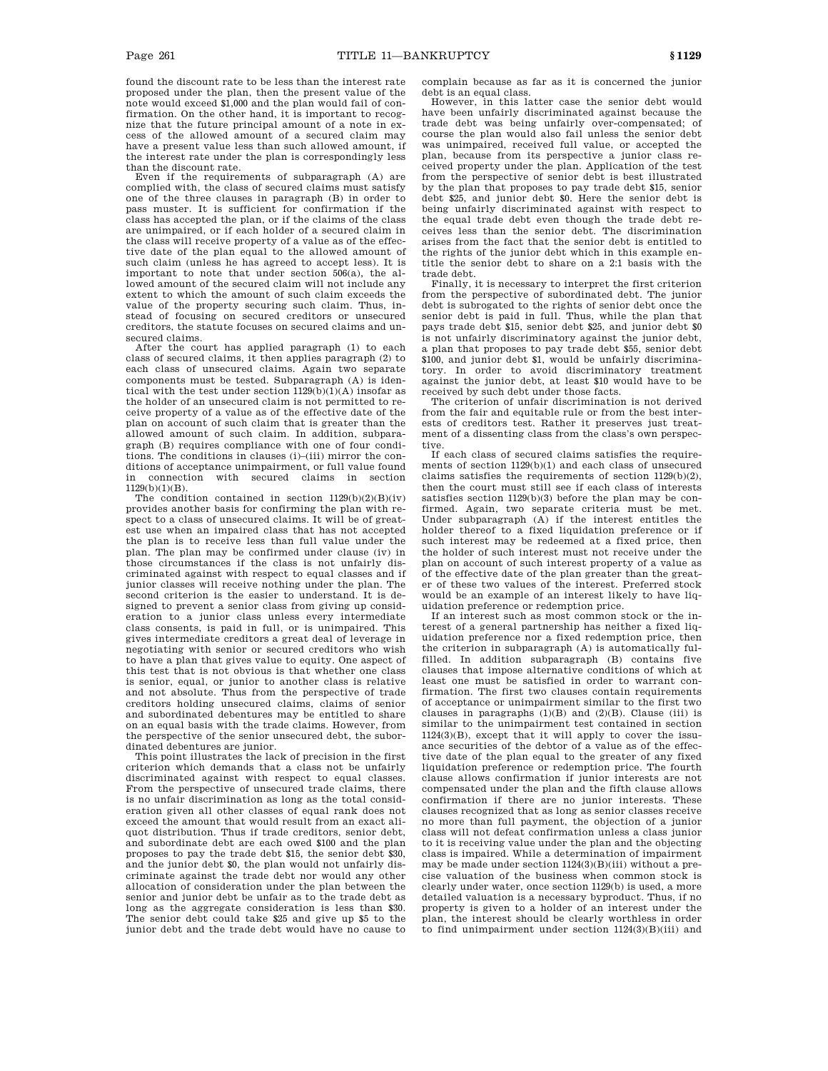found the discount rate to be less than the interest rate proposed under the plan, then the present value of the note would exceed $1,000 and the plan would fail of confirmation. On the other hand, it is important to recognize that the future principal amount of a note in excess of the allowed amount of a secured claim may have a present value less than such allowed amount, if the interest rate under the plan is correspondingly less than the discount rate.

Even if the requirements of subparagraph (A) are complied with, the class of secured claims must satisfy one of the three clauses in paragraph (B) in order to pass muster. It is sufficient for confirmation if the class has accepted the plan, or if the claims of the class are unimpaired, or if each holder of a secured claim in the class will receive property of a value as of the effective date of the plan equal to the allowed amount of such claim (unless he has agreed to accept less). It is important to note that under section 506(a), the allowed amount of the secured claim will not include any extent to which the amount of such claim exceeds the value of the property securing such claim. Thus, instead of focusing on secured creditors or unsecured creditors, the statute focuses on secured claims and unsecured claims.

After the court has applied paragraph (1) to each class of secured claims, it then applies paragraph (2) to each class of unsecured claims. Again two separate components must be tested. Subparagraph (A) is identical with the test under section 1129(b)(1)(A) insofar as the holder of an unsecured claim is not permitted to receive property of a value as of the effective date of the plan on account of such claim that is greater than the allowed amount of such claim. In addition, subparagraph (B) requires compliance with one of four conditions. The conditions in clauses (i)–(iii) mirror the conditions of acceptance unimpairment, or full value found in connection with secured claims in section 1129(b)(1)(B).

The condition contained in section 1129(b)(2)(B)(iv) provides another basis for confirming the plan with respect to a class of unsecured claims. It will be of greatest use when an impaired class that has not accepted the plan is to receive less than full value under the plan. The plan may be confirmed under clause (iv) in those circumstances if the class is not unfairly discriminated against with respect to equal classes and if junior classes will receive nothing under the plan. The second criterion is the easier to understand. It is designed to prevent a senior class from giving up consideration to a junior class unless every intermediate class consents, is paid in full, or is unimpaired. This gives intermediate creditors a great deal of leverage in negotiating with senior or secured creditors who wish to have a plan that gives value to equity. One aspect of this test that is not obvious is that whether one class is senior, equal, or junior to another class is relative and not absolute. Thus from the perspective of trade creditors holding unsecured claims, claims of senior and subordinated debentures may be entitled to share on an equal basis with the trade claims. However, from the perspective of the senior unsecured debt, the subordinated debentures are junior.

This point illustrates the lack of precision in the first criterion which demands that a class not be unfairly discriminated against with respect to equal classes. From the perspective of unsecured trade claims, there is no unfair discrimination as long as the total consideration given all other classes of equal rank does not exceed the amount that would result from an exact aliquot distribution. Thus if trade creditors, senior debt, and subordinate debt are each owed $100 and the plan proposes to pay the trade debt $15, the senior debt $30, and the junior debt $0, the plan would not unfairly discriminate against the trade debt nor would any other allocation of consideration under the plan between the senior and junior debt be unfair as to the trade debt as long as the aggregate consideration is less than $30. The senior debt could take $25 and give up $5 to the junior debt and the trade debt would have no cause to complain because as far as it is concerned the junior debt is an equal class.

However, in this latter case the senior debt would have been unfairly discriminated against because the trade debt was being unfairly over-compensated; of course the plan would also fail unless the senior debt was unimpaired, received full value, or accepted the plan, because from its perspective a junior class received property under the plan. Application of the test from the perspective of senior debt is best illustrated by the plan that proposes to pay trade debt $15, senior debt $25, and junior debt $0. Here the senior debt is being unfairly discriminated against with respect to the equal trade debt even though the trade debt receives less than the senior debt. The discrimination arises from the fact that the senior debt is entitled to the rights of the junior debt which in this example entitle the senior debt to share on a 2:1 basis with the trade debt.

Finally, it is necessary to interpret the first criterion from the perspective of subordinated debt. The junior debt is subrogated to the rights of senior debt once the senior debt is paid in full. Thus, while the plan that pays trade debt $15, senior debt $25, and junior debt $0 is not unfairly discriminatory against the junior debt, a plan that proposes to pay trade debt $55, senior debt $100, and junior debt $1, would be unfairly discriminatory. In order to avoid discriminatory treatment against the junior debt, at least $10 would have to be received by such debt under those facts.

The criterion of unfair discrimination is not derived from the fair and equitable rule or from the best interests of creditors test. Rather it preserves just treatment of a dissenting class from the class's own perspective.

If each class of secured claims satisfies the requirements of section 1129(b)(1) and each class of unsecured claims satisfies the requirements of section 1129(b)(2), then the court must still see if each class of interests satisfies section 1129(b)(3) before the plan may be confirmed. Again, two separate criteria must be met. Under subparagraph (A) if the interest entitles the holder thereof to a fixed liquidation preference or if such interest may be redeemed at a fixed price, then the holder of such interest must not receive under the plan on account of such interest property of a value as of the effective date of the plan greater than the greater of these two values of the interest. Preferred stock would be an example of an interest likely to have liquidation preference or redemption price.

If an interest such as most common stock or the interest of a general partnership has neither a fixed liquidation preference nor a fixed redemption price, then the criterion in subparagraph (A) is automatically fulfilled. In addition subparagraph (B) contains five clauses that impose alternative conditions of which at least one must be satisfied in order to warrant confirmation. The first two clauses contain requirements of acceptance or unimpairment similar to the first two clauses in paragraphs (1)(B) and (2)(B). Clause (iii) is similar to the unimpairment test contained in section 1124(3)(B), except that it will apply to cover the issuance securities of the debtor of a value as of the effective date of the plan equal to the greater of any fixed liquidation preference or redemption price. The fourth clause allows confirmation if junior interests are not compensated under the plan and the fifth clause allows confirmation if there are no junior interests. These clauses recognized that as long as senior classes receive no more than full payment, the objection of a junior class will not defeat confirmation unless a class junior to it is receiving value under the plan and the objecting class is impaired. While a determination of impairment may be made under section 1124(3)(B)(iii) without a precise valuation of the business when common stock is clearly under water, once section 1129(b) is used, a more detailed valuation is a necessary byproduct. Thus, if no property is given to a holder of an interest under the plan, the interest should be clearly worthless in order to find unimpairment under section 1124(3)(B)(iii) and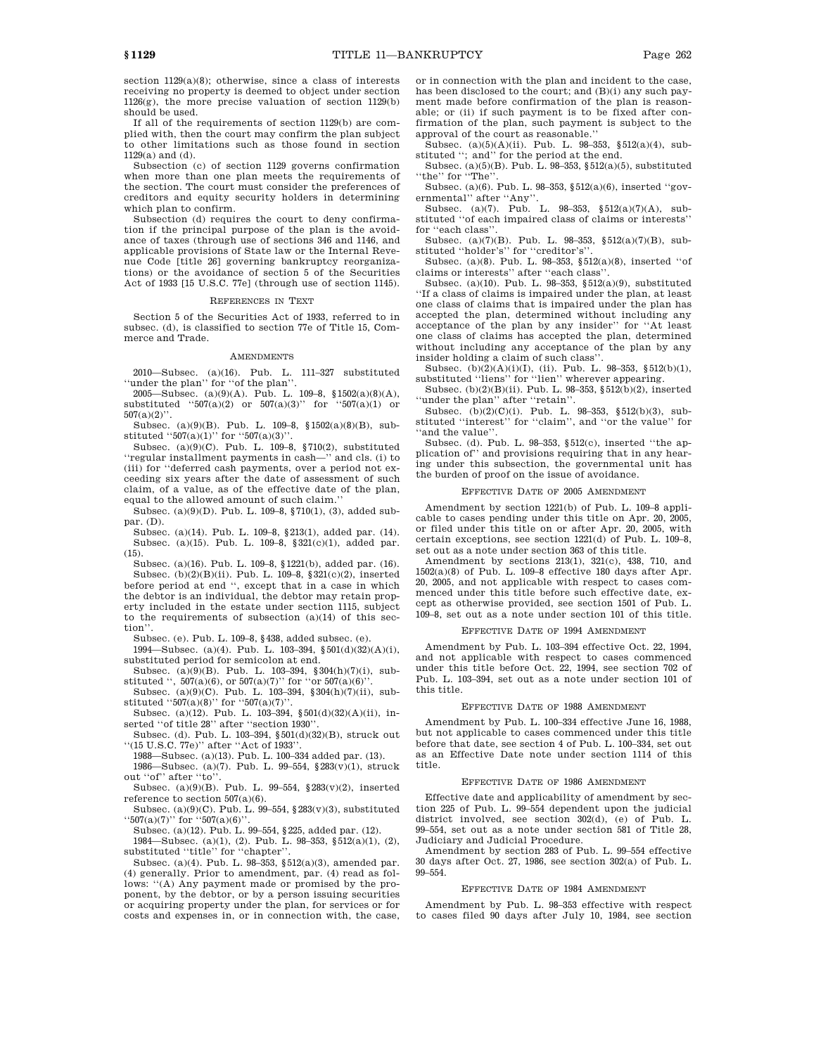section 1129(a)(8); otherwise, since a class of interests receiving no property is deemed to object under section 1126(g), the more precise valuation of section 1129(b) should be used.

If all of the requirements of section 1129(b) are complied with, then the court may confirm the plan subject to other limitations such as those found in section 1129(a) and (d).

Subsection (c) of section 1129 governs confirmation when more than one plan meets the requirements of the section. The court must consider the preferences of creditors and equity security holders in determining which plan to confirm.

Subsection (d) requires the court to deny confirmation if the principal purpose of the plan is the avoidance of taxes (through use of sections 346 and 1146, and applicable provisions of State law or the Internal Revenue Code [title 26] governing bankruptcy reorganizations) or the avoidance of section 5 of the Securities Act of 1933 [15 U.S.C. 77e] (through use of section 1145).

### References in Text

Section 5 of the Securities Act of 1933, referred to in subsec. (d), is classified to section 77e of Title 15, Commerce and Trade.

### Amendments

2010—Subsec. (a)(16). Pub. L. 111–327 substituted "under the plan" for "of the plan".

2005—Subsec. (a)(9)(A). Pub. L. 109–8, §1502(a)(8)(A), substituted "507(a)(2) or 507(a)(3)" for "507(a)(1) or 507(a)(2)".

Subsec. (a)(9)(B). Pub. L. 109–8, §1502(a)(8)(B), substituted "507(a)(1)" for "507(a)(3)".

Subsec. (a)(9)(C). Pub. L. 109–8, §710(2), substituted "regular installment payments in cash—" and cls. (i) to (iii) for "deferred cash payments, over a period not exceeding six years after the date of assessment of such claim, of a value, as of the effective date of the plan, equal to the allowed amount of such claim."

Subsec. (a)(9)(D). Pub. L. 109–8, §710(1), (3), added subpar. (D).

Subsec. (a)(14). Pub. L. 109–8, §213(1), added par. (14).

Subsec. (a)(15). Pub. L. 109–8, §321(c)(1), added par. (15).

Subsec. (a)(16). Pub. L. 109–8, §1221(b), added par. (16).

Subsec. (b)(2)(B)(ii). Pub. L. 109–8, §321(c)(2), inserted before period at end ", except that in a case in which the debtor is an individual, the debtor may retain property included in the estate under section 1115, subject to the requirements of subsection (a)(14) of this section".

Subsec. (e). Pub. L. 109–8, §438, added subsec. (e).

1994—Subsec. (a)(4). Pub. L. 103–394, §501(d)(32)(A)(i), substituted period for semicolon at end.

Subsec. (a)(9)(B). Pub. L. 103–394, §304(h)(7)(i), substituted ", 507(a)(6), or 507(a)(7)" for "or 507(a)(6)".

Subsec. (a)(9)(C). Pub. L. 103–394, §304(h)(7)(ii), substituted "507(a)(8)" for "507(a)(7)".

Subsec. (a)(12). Pub. L. 103–394, §501(d)(32)(A)(ii), inserted "of title 28" after "section 1930".

Subsec. (d). Pub. L. 103–394, §501(d)(32)(B), struck out "(15 U.S.C. 77e)" after "Act of 1933".

1988—Subsec. (a)(13). Pub. L. 100–334 added par. (13).

1986—Subsec. (a)(7). Pub. L. 99–554, §283(v)(1), struck out "of" after "to".

Subsec. (a)(9)(B). Pub. L. 99–554, §283(v)(2), inserted reference to section 507(a)(6).

Subsec. (a)(9)(C). Pub. L. 99–554, §283(v)(3), substituted "507(a)(7)" for "507(a)(6)".

Subsec. (a)(12). Pub. L. 99–554, §225, added par. (12).

1984—Subsec. (a)(1), (2). Pub. L. 98–353, §512(a)(1), (2), substituted "title" for "chapter".

Subsec. (a)(4). Pub. L. 98–353, §512(a)(3), amended par. (4) generally. Prior to amendment, par. (4) read as follows: "(A) Any payment made or promised by the proponent, by the debtor, or by a person issuing securities or acquiring property under the plan, for services or for costs and expenses in, or in connection with, the case, or in connection with the plan and incident to the case, has been disclosed to the court; and (B)(i) any such payment made before confirmation of the plan is reasonable; or (ii) if such payment is to be fixed after confirmation of the plan, such payment is subject to the approval of the court as reasonable."

Subsec. (a)(5)(A)(ii). Pub. L. 98–353, §512(a)(4), substituted "; and" for the period at the end.

Subsec. (a)(5)(B). Pub. L. 98–353, §512(a)(5), substituted "the" for "The".

Subsec. (a)(6). Pub. L. 98–353, §512(a)(6), inserted "governmental" after "Any".

Subsec. (a)(7). Pub. L. 98–353, §512(a)(7)(A), substituted "of each impaired class of claims or interests" for "each class".

Subsec. (a)(7)(B). Pub. L. 98–353, §512(a)(7)(B), substituted "holder's" for "creditor's".

Subsec. (a)(8). Pub. L. 98–353, §512(a)(8), inserted "of claims or interests" after "each class".

Subsec. (a)(10). Pub. L. 98–353, §512(a)(9), substituted "If a class of claims is impaired under the plan, at least one class of claims that is impaired under the plan has accepted the plan, determined without including any acceptance of the plan by any insider" for "At least one class of claims has accepted the plan, determined without including any acceptance of the plan by any insider holding a claim of such class".

Subsec. (b)(2)(A)(i)(I), (ii). Pub. L. 98–353, §512(b)(1), substituted "liens" for "lien" wherever appearing.

Subsec. (b)(2)(B)(ii). Pub. L. 98–353, §512(b)(2), inserted "under the plan" after "retain".

Subsec. (b)(2)(C)(i). Pub. L. 98–353, §512(b)(3), substituted "interest" for "claim", and "or the value" for "and the value".

Subsec. (d). Pub. L. 98–353, §512(c), inserted "the application of" and provisions requiring that in any hearing under this subsection, the governmental unit has the burden of proof on the issue of avoidance.

### Effective Date of 2005 Amendment

Amendment by section 1221(b) of Pub. L. 109–8 applicable to cases pending under this title on Apr. 20, 2005, or filed under this title on or after Apr. 20, 2005, with certain exceptions, see section 1221(d) of Pub. L. 109–8, set out as a note under section 363 of this title.

Amendment by sections 213(1), 321(c), 438, 710, and 1502(a)(8) of Pub. L. 109–8 effective 180 days after Apr. 20, 2005, and not applicable with respect to cases commenced under this title before such effective date, except as otherwise provided, see section 1501 of Pub. L. 109–8, set out as a note under section 101 of this title.

### Effective Date of 1994 Amendment

Amendment by Pub. L. 103–394 effective Oct. 22, 1994, and not applicable with respect to cases commenced under this title before Oct. 22, 1994, see section 702 of Pub. L. 103–394, set out as a note under section 101 of this title.

### Effective Date of 1988 Amendment

Amendment by Pub. L. 100–334 effective June 16, 1988, but not applicable to cases commenced under this title before that date, see section 4 of Pub. L. 100–334, set out as an Effective Date note under section 1114 of this title.

### Effective Date of 1986 Amendment

Effective date and applicability of amendment by section 225 of Pub. L. 99–554 dependent upon the judicial district involved, see section 302(d), (e) of Pub. L. 99–554, set out as a note under section 581 of Title 28, Judiciary and Judicial Procedure.

Amendment by section 283 of Pub. L. 99–554 effective 30 days after Oct. 27, 1986, see section 302(a) of Pub. L. 99–554.

### Effective Date of 1984 Amendment

Amendment by Pub. L. 98–353 effective with respect to cases filed 90 days after July 10, 1984, see section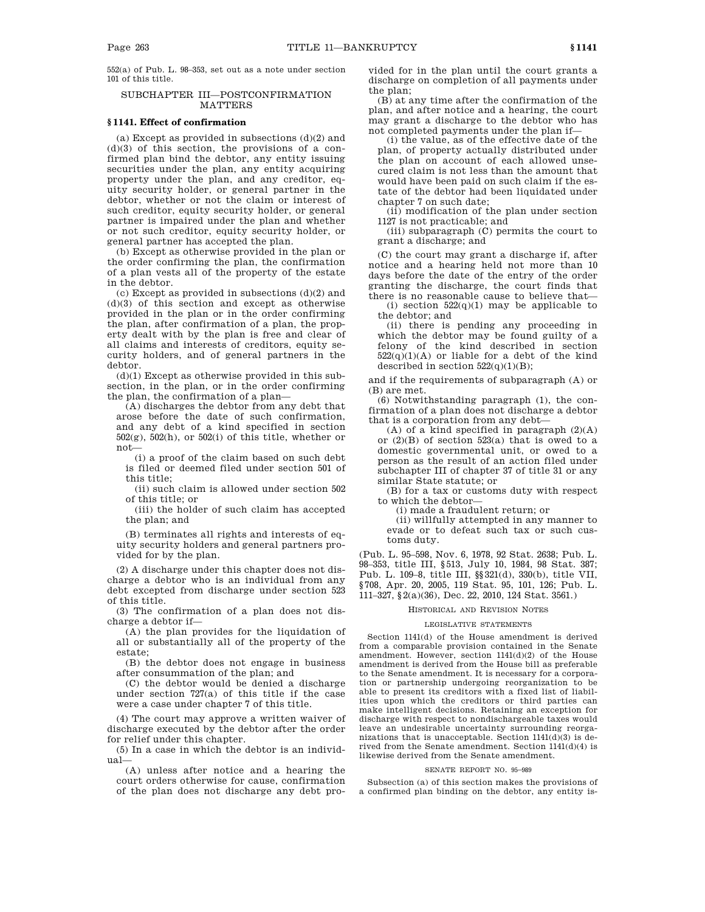552(a) of Pub. L. 98–353, set out as a note under section 101 of this title.

## SUBCHAPTER III—POSTCONFIRMATION MATTERS

### § 1141. Effect of confirmation

(a) Except as provided in subsections (d)(2) and (d)(3) of this section, the provisions of a confirmed plan bind the debtor, any entity issuing securities under the plan, any entity acquiring property under the plan, and any creditor, equity security holder, or general partner in the debtor, whether or not the claim or interest of such creditor, equity security holder, or general partner is impaired under the plan and whether or not such creditor, equity security holder, or general partner has accepted the plan.

(b) Except as otherwise provided in the plan or the order confirming the plan, the confirmation of a plan vests all of the property of the estate in the debtor.

(c) Except as provided in subsections (d)(2) and (d)(3) of this section and except as otherwise provided in the plan or in the order confirming the plan, after confirmation of a plan, the property dealt with by the plan is free and clear of all claims and interests of creditors, equity security holders, and of general partners in the debtor.

(d)(1) Except as otherwise provided in this subsection, in the plan, or in the order confirming the plan, the confirmation of a plan—

(A) discharges the debtor from any debt that arose before the date of such confirmation, and any debt of a kind specified in section 502(g), 502(h), or 502(i) of this title, whether or not—

(i) a proof of the claim based on such debt is filed or deemed filed under section 501 of this title;

(ii) such claim is allowed under section 502 of this title; or

(iii) the holder of such claim has accepted the plan; and

(B) terminates all rights and interests of equity security holders and general partners provided for by the plan.

(2) A discharge under this chapter does not discharge a debtor who is an individual from any debt excepted from discharge under section 523 of this title.

(3) The confirmation of a plan does not discharge a debtor if—

(A) the plan provides for the liquidation of all or substantially all of the property of the estate;

(B) the debtor does not engage in business after consummation of the plan; and

(C) the debtor would be denied a discharge under section 727(a) of this title if the case were a case under chapter 7 of this title.

(4) The court may approve a written waiver of discharge executed by the debtor after the order for relief under this chapter.

(5) In a case in which the debtor is an individual—

(A) unless after notice and a hearing the court orders otherwise for cause, confirmation of the plan does not discharge any debt provided for in the plan until the court grants a discharge on completion of all payments under the plan;

(B) at any time after the confirmation of the plan, and after notice and a hearing, the court may grant a discharge to the debtor who has not completed payments under the plan if—

(i) the value, as of the effective date of the plan, of property actually distributed under the plan on account of each allowed unsecured claim is not less than the amount that would have been paid on such claim if the estate of the debtor had been liquidated under chapter 7 on such date;

(ii) modification of the plan under section 1127 is not practicable; and

(iii) subparagraph (C) permits the court to grant a discharge; and

(C) the court may grant a discharge if, after notice and a hearing held not more than 10 days before the date of the entry of the order granting the discharge, the court finds that there is no reasonable cause to believe that—

(i) section 522(q)(1) may be applicable to the debtor; and

(ii) there is pending any proceeding in which the debtor may be found guilty of a felony of the kind described in section 522(q)(1)(A) or liable for a debt of the kind described in section 522(q)(1)(B);

and if the requirements of subparagraph (A) or (B) are met.

(6) Notwithstanding paragraph (1), the confirmation of a plan does not discharge a debtor that is a corporation from any debt—

(A) of a kind specified in paragraph (2)(A) or (2)(B) of section 523(a) that is owed to a domestic governmental unit, or owed to a person as the result of an action filed under subchapter III of chapter 37 of title 31 or any similar State statute; or

(B) for a tax or customs duty with respect to which the debtor—

(i) made a fraudulent return; or

(ii) willfully attempted in any manner to evade or to defeat such tax or such customs duty.

(Pub. L. 95–598, Nov. 6, 1978, 92 Stat. 2638; Pub. L. 98–353, title III, § 513, July 10, 1984, 98 Stat. 387; Pub. L. 109–8, title III, §§ 321(d), 330(b), title VII, § 708, Apr. 20, 2005, 119 Stat. 95, 101, 126; Pub. L. 111–327, § 2(a)(36), Dec. 22, 2010, 124 Stat. 3561.)

#### HISTORICAL AND REVISION NOTES

##### LEGISLATIVE STATEMENTS

Section 1141(d) of the House amendment is derived from a comparable provision contained in the Senate amendment. However, section 1141(d)(2) of the House amendment is derived from the House bill as preferable to the Senate amendment. It is necessary for a corporation or partnership undergoing reorganization to be able to present its creditors with a fixed list of liabilities upon which the creditors or third parties can make intelligent decisions. Retaining an exception for discharge with respect to nondischargeable taxes would leave an undesirable uncertainty surrounding reorganizations that is unacceptable. Section 1141(d)(3) is derived from the Senate amendment. Section 1141(d)(4) is likewise derived from the Senate amendment.

##### SENATE REPORT NO. 95–989

Subsection (a) of this section makes the provisions of a confirmed plan binding on the debtor, any entity is-